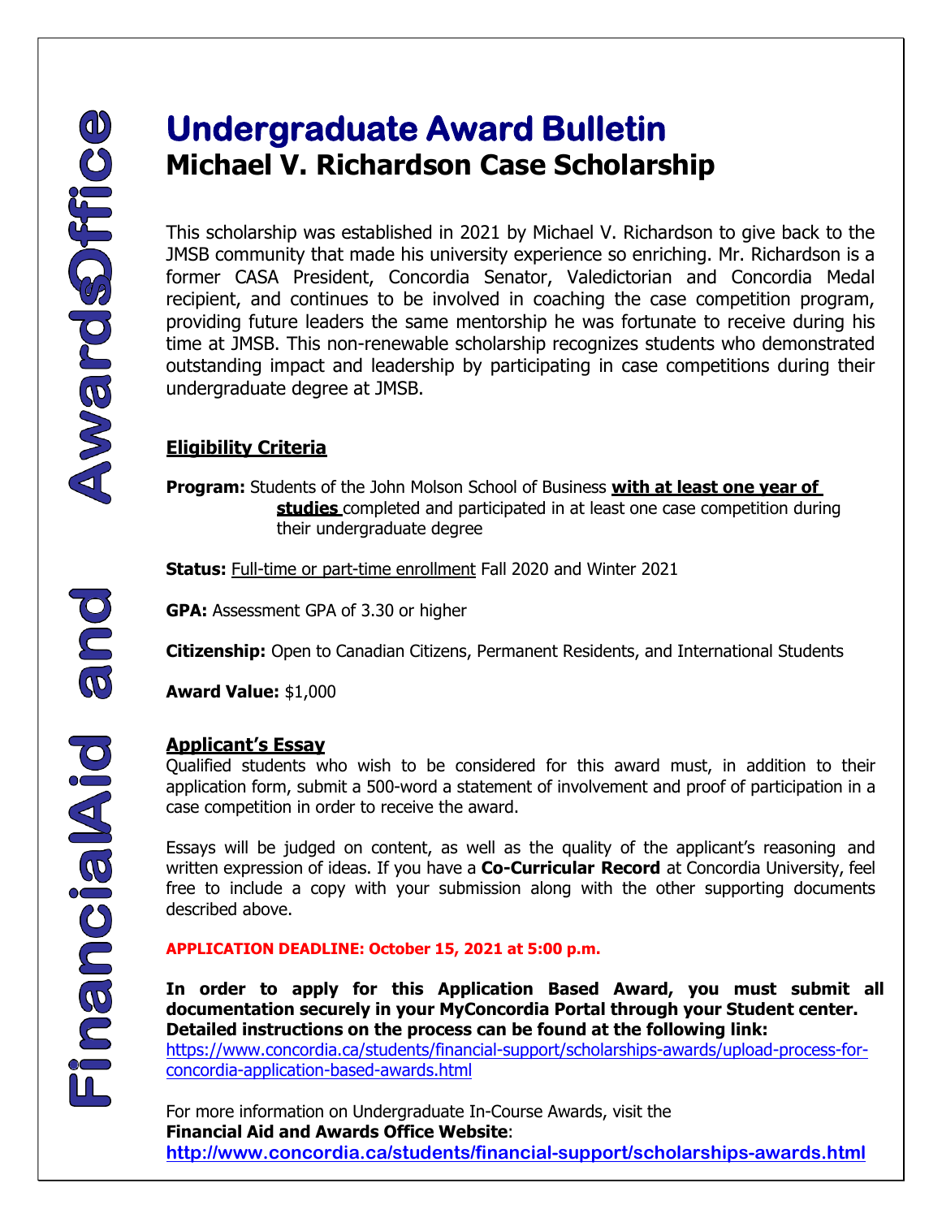Financial Aid and Awards Office

# Undergraduate Award Bulletin

## Michael V. Richardson Case Scholarship

This scholarship was established in 2021 by Michael V. Richardson to give back to the JMSB community that made his university experience so enriching. Mr. Richardson is a former CASA President, Concordia Senator, Valedictorian and Concordia Medal recipient, and continues to be involved in coaching the case competition program, providing future leaders the same mentorship he was fortunate to receive during his time at JMSB. This non-renewable scholarship recognizes students who demonstrated outstanding impact and leadership by participating in case competitions during their undergraduate degree at JMSB.

### Eligibility Criteria

**Program:** Students of the John Molson School of Business **with at least one year of studies** completed and participated in at least one case competition during their undergraduate degree

**Status:** Full-time or part-time enrollment Fall 2020 and Winter 2021

**GPA:** Assessment GPA of 3.30 or higher

**Citizenship:** Open to Canadian Citizens, Permanent Residents, and International Students

**Award Value:** $1,000

### Applicant's Essay

Qualified students who wish to be considered for this award must, in addition to their application form, submit a 500-word a statement of involvement and proof of participation in a case competition in order to receive the award.

Essays will be judged on content, as well as the quality of the applicant's reasoning and written expression of ideas. If you have a **Co-Curricular Record** at Concordia University, feel free to include a copy with your submission along with the other supporting documents described above.

**APPLICATION DEADLINE: October 15, 2021 at 5:00 p.m.**

**In order to apply for this Application Based Award, you must submit all documentation securely in your MyConcordia Portal through your Student center. Detailed instructions on the process can be found at the following link:**
https://www.concordia.ca/students/financial-support/scholarships-awards/upload-process-for-concordia-application-based-awards.html

For more information on Undergraduate In-Course Awards, visit the
**Financial Aid and Awards Office Website**:
**http://www.concordia.ca/students/financial-support/scholarships-awards.html**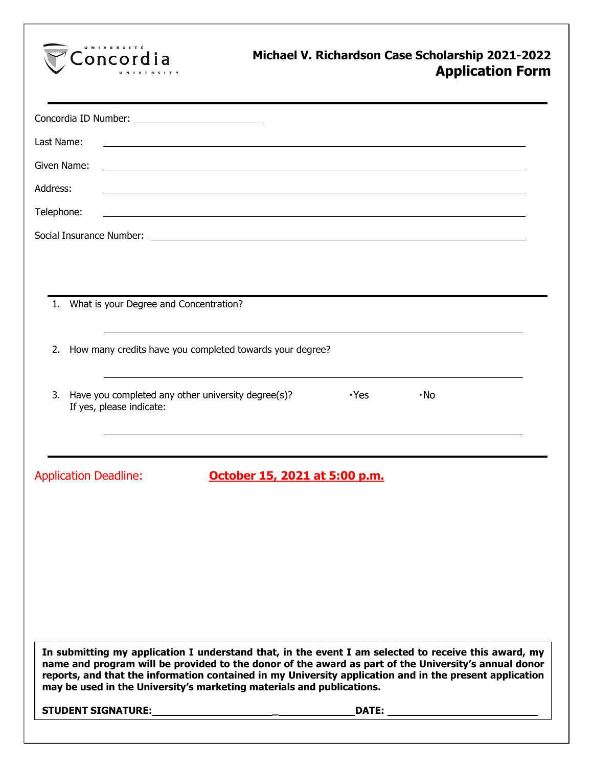Université Concordia University

# Michael V. Richardson Case Scholarship 2021-2022
## Application Form

Concordia ID Number: ____________________

Last Name: ____________________________________________

Given Name: ____________________________________________

Address: ____________________________________________

Telephone: ____________________________________________

Social Insurance Number: ____________________________________________

1. What is your Degree and Concentration?

   ____________________________________________

2. How many credits have you completed towards your degree?

   ____________________________________________

3. Have you completed any other university degree(s)? ·Yes ·No
   If yes, please indicate:

   ____________________________________________

Application Deadline: **October 15, 2021 at 5:00 p.m.**

**In submitting my application I understand that, in the event I am selected to receive this award, my name and program will be provided to the donor of the award as part of the University's annual donor reports, and that the information contained in my University application and in the present application may be used in the University's marketing materials and publications.**

**STUDENT SIGNATURE:** ______________________________ **DATE:** ____________________